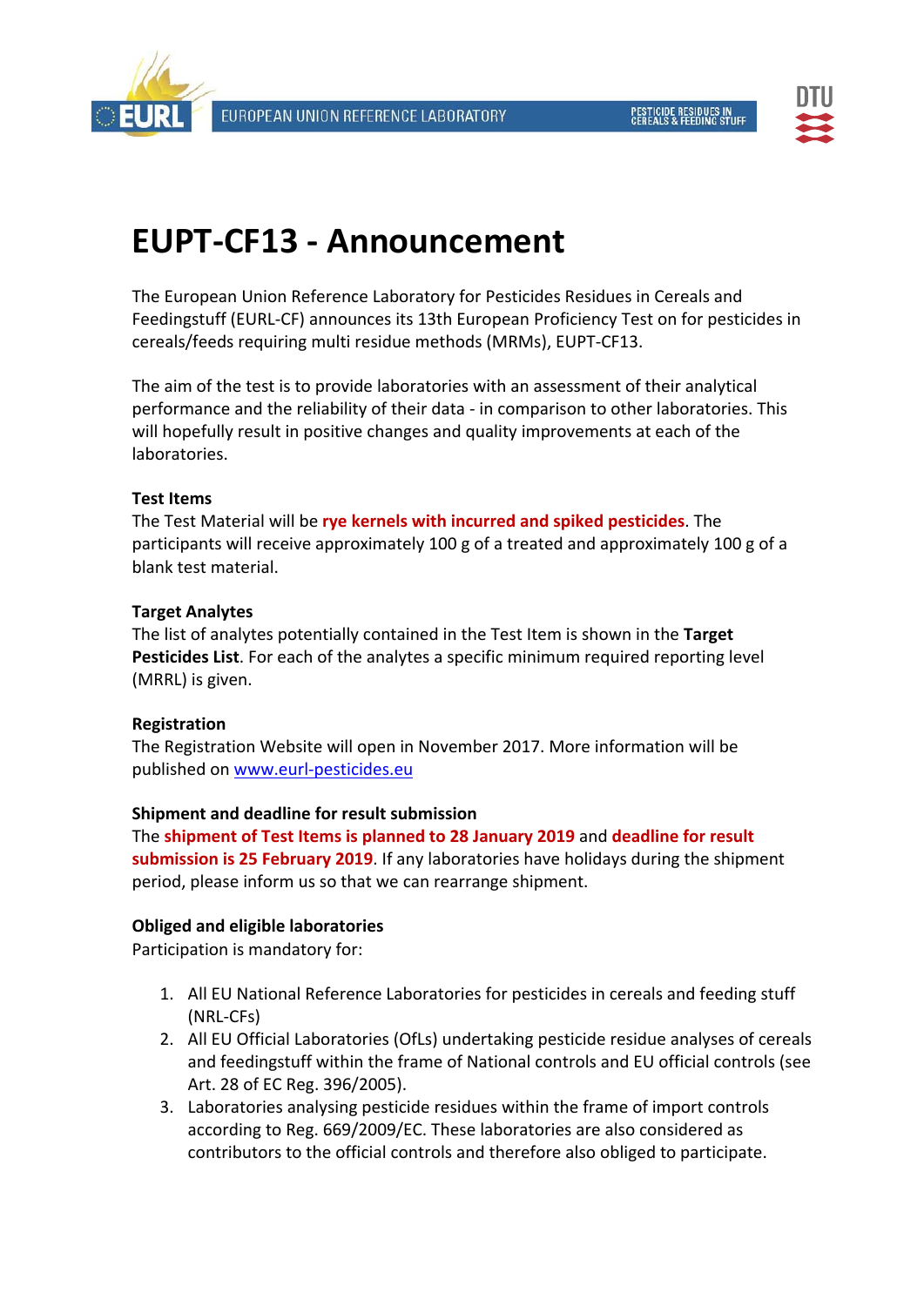# EUPT-CF13 - Announcement

The European Union Reference Laboratory for Pesticides Residues in Cereals and Feedingstuff (EURL-CF) announces its 13th European Proficiency Test on for pesticides in cereals/feeds requiring multi residue methods (MRMs), EUPT-CF13.

The aim of the test is to provide laboratories with an assessment of their analytical performance and the reliability of their data - in comparison to other laboratories. This will hopefully result in positive changes and quality improvements at each of the laboratories.

**Test Items**

The Test Material will be **rye kernels with incurred and spiked pesticides**. The participants will receive approximately 100 g of a treated and approximately 100 g of a blank test material.

**Target Analytes**

The list of analytes potentially contained in the Test Item is shown in the **Target Pesticides List**. For each of the analytes a specific minimum required reporting level (MRRL) is given.

**Registration**

The Registration Website will open in November 2017. More information will be published on [www.eurl-pesticides.eu](http://www.eurl-pesticides.eu)

**Shipment and deadline for result submission**

The **shipment of Test Items is planned to 28 January 2019** and **deadline for result submission is 25 February 2019**. If any laboratories have holidays during the shipment period, please inform us so that we can rearrange shipment.

**Obliged and eligible laboratories**

Participation is mandatory for:

1. All EU National Reference Laboratories for pesticides in cereals and feeding stuff (NRL-CFs)
2. All EU Official Laboratories (OfLs) undertaking pesticide residue analyses of cereals and feedingstuff within the frame of National controls and EU official controls (see Art. 28 of EC Reg. 396/2005).
3. Laboratories analysing pesticide residues within the frame of import controls according to Reg. 669/2009/EC. These laboratories are also considered as contributors to the official controls and therefore also obliged to participate.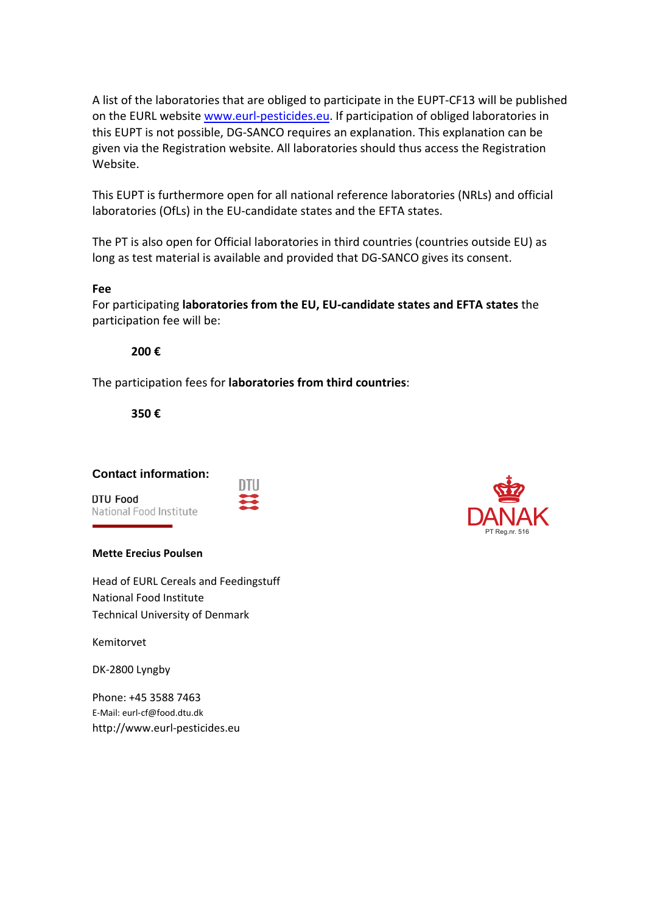A list of the laboratories that are obliged to participate in the EUPT-CF13 will be published on the EURL website www.eurl-pesticides.eu. If participation of obliged laboratories in this EUPT is not possible, DG-SANCO requires an explanation. This explanation can be given via the Registration website. All laboratories should thus access the Registration Website.

This EUPT is furthermore open for all national reference laboratories (NRLs) and official laboratories (OfLs) in the EU-candidate states and the EFTA states.

The PT is also open for Official laboratories in third countries (countries outside EU) as long as test material is available and provided that DG-SANCO gives its consent.

**Fee**

For participating **laboratories from the EU, EU-candidate states and EFTA states** the participation fee will be:

**200 €**

The participation fees for **laboratories from third countries**:

**350 €**

**Contact information:**

DTU Food
National Food Institute

DTU

DANAK
PT Reg.nr. 516

**Mette Erecius Poulsen**

Head of EURL Cereals and Feedingstuff
National Food Institute
Technical University of Denmark

Kemitorvet

DK-2800 Lyngby

Phone: +45 3588 7463
E-Mail: eurl-cf@food.dtu.dk
http://www.eurl-pesticides.eu